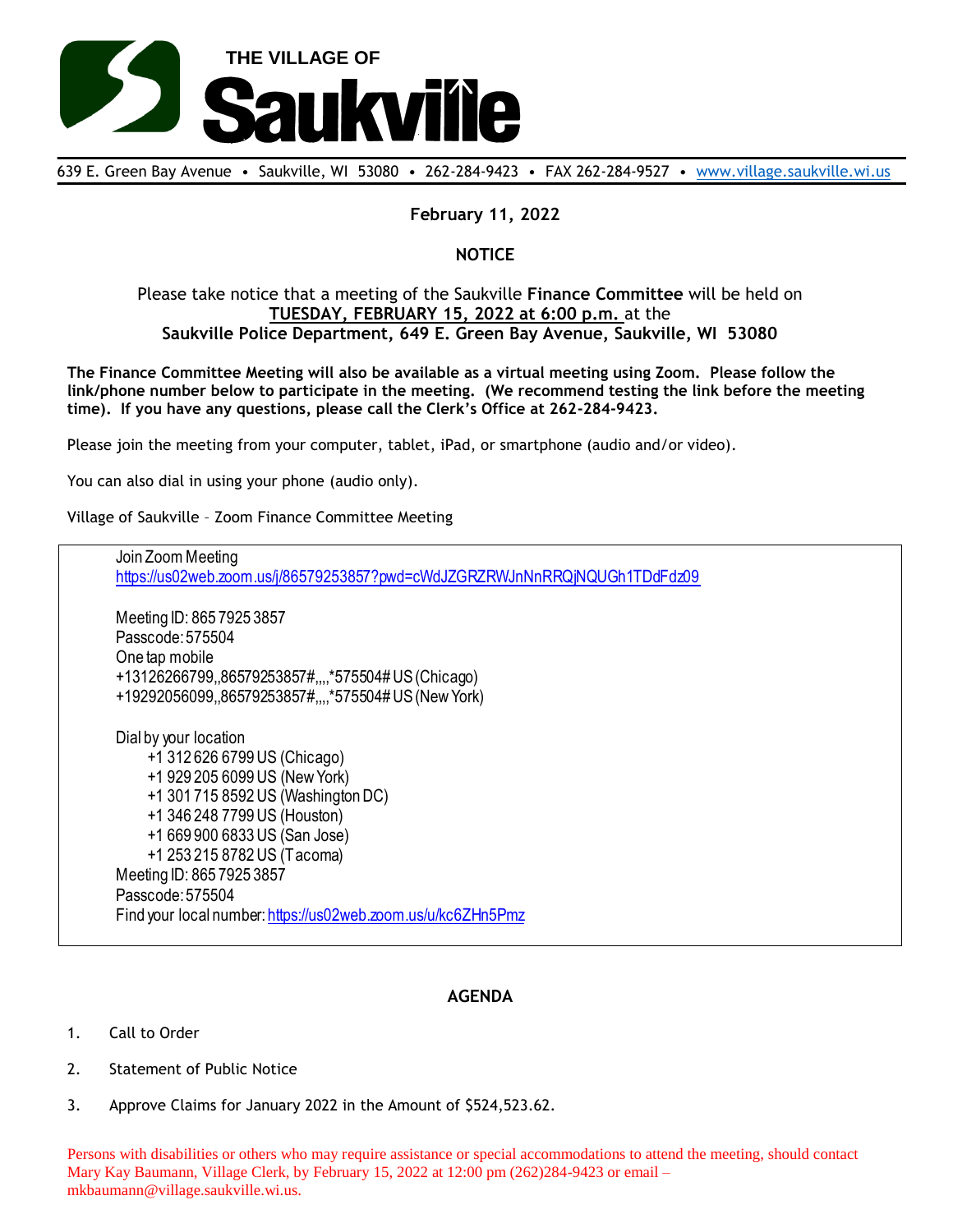# THE VILLAGE OF Saukville

639 E. Green Bay Avenue • Saukville, WI 53080 • 262-284-9423 • FAX 262-284-9527 • www.village.saukville.wi.us

**February 11, 2022**

**NOTICE**

Please take notice that a meeting of the Saukville **Finance Committee** will be held on **TUESDAY, FEBRUARY 15, 2022 at 6:00 p.m.** at the **Saukville Police Department, 649 E. Green Bay Avenue, Saukville, WI 53080**

**The Finance Committee Meeting will also be available as a virtual meeting using Zoom. Please follow the link/phone number below to participate in the meeting. (We recommend testing the link before the meeting time). If you have any questions, please call the Clerk's Office at 262-284-9423.**

Please join the meeting from your computer, tablet, iPad, or smartphone (audio and/or video).

You can also dial in using your phone (audio only).

Village of Saukville – Zoom Finance Committee Meeting

Join Zoom Meeting
https://us02web.zoom.us/j/86579253857?pwd=cWdJZGRZRWJnNnRRQjNQUGh1TDdFdz09

Meeting ID: 865 7925 3857
Passcode: 575504
One tap mobile
+13126266799,,86579253857#,,,,*575504# US (Chicago)
+19292056099,,86579253857#,,,,*575504# US (New York)

Dial by your location
- +1 312 626 6799 US (Chicago)
- +1 929 205 6099 US (New York)
- +1 301 715 8592 US (Washington DC)
- +1 346 248 7799 US (Houston)
- +1 669 900 6833 US (San Jose)
- +1 253 215 8782 US (Tacoma)

Meeting ID: 865 7925 3857
Passcode: 575504
Find your local number: https://us02web.zoom.us/u/kc6ZHn5Pmz

**AGENDA**

1. Call to Order
2. Statement of Public Notice
3. Approve Claims for January 2022 in the Amount of $524,523.62.

Persons with disabilities or others who may require assistance or special accommodations to attend the meeting, should contact Mary Kay Baumann, Village Clerk, by February 15, 2022 at 12:00 pm (262)284-9423 or email – mkbaumann@village.saukville.wi.us.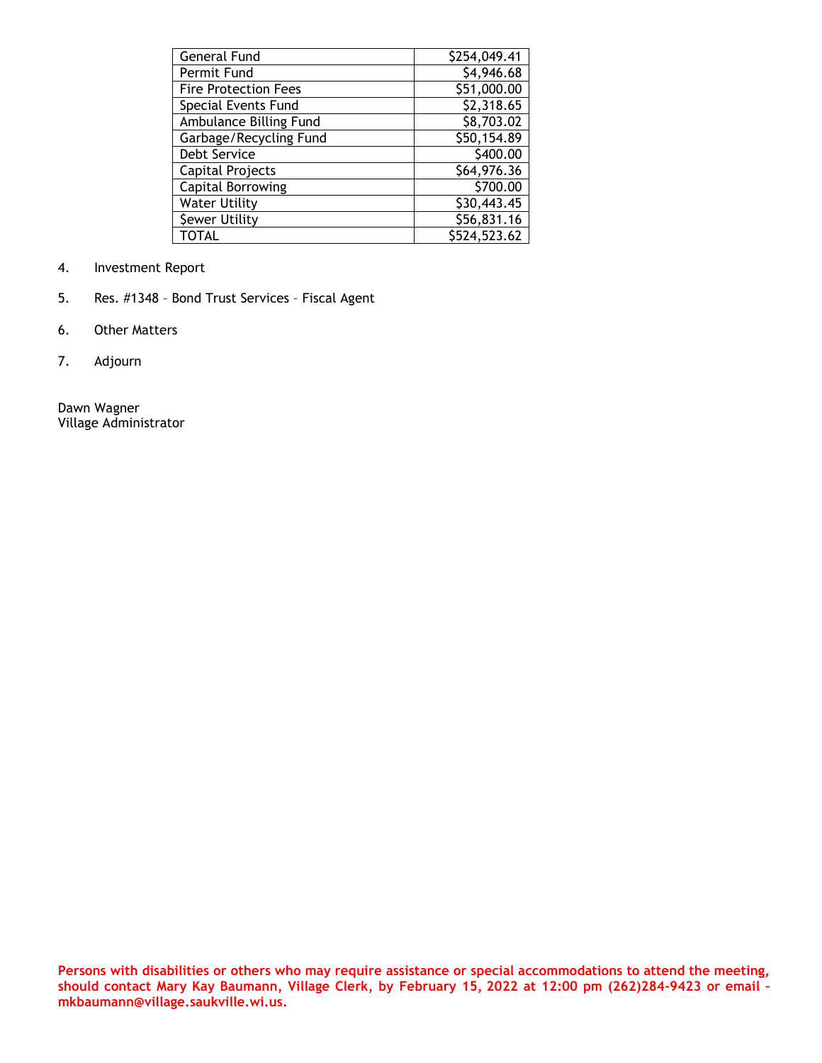| | |
|---|---|
| General Fund | $254,049.41 |
| Permit Fund | $4,946.68 |
| Fire Protection Fees | $51,000.00 |
| Special Events Fund | $2,318.65 |
| Ambulance Billing Fund | $8,703.02 |
| Garbage/Recycling Fund | $50,154.89 |
| Debt Service | $400.00 |
| Capital Projects | $64,976.36 |
| Capital Borrowing | $700.00 |
| Water Utility | $30,443.45 |
| $ewer Utility | $56,831.16 |
| TOTAL | $524,523.62 |

4. Investment Report

5. Res. #1348 – Bond Trust Services – Fiscal Agent

6. Other Matters

7. Adjourn

Dawn Wagner
Village Administrator

**Persons with disabilities or others who may require assistance or special accommodations to attend the meeting, should contact Mary Kay Baumann, Village Clerk, by February 15, 2022 at 12:00 pm (262)284-9423 or email – mkbaumann@village.saukville.wi.us.**